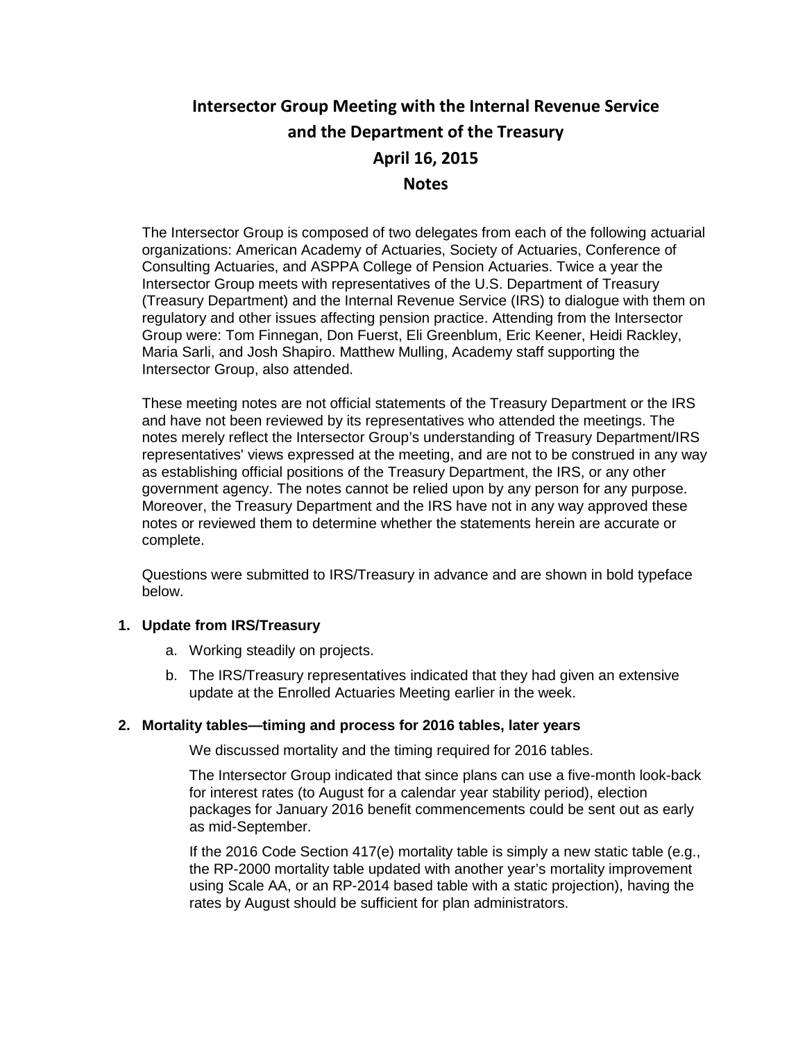# Intersector Group Meeting with the Internal Revenue Service and the Department of the Treasury

## April 16, 2015

## Notes

The Intersector Group is composed of two delegates from each of the following actuarial organizations: American Academy of Actuaries, Society of Actuaries, Conference of Consulting Actuaries, and ASPPA College of Pension Actuaries. Twice a year the Intersector Group meets with representatives of the U.S. Department of Treasury (Treasury Department) and the Internal Revenue Service (IRS) to dialogue with them on regulatory and other issues affecting pension practice. Attending from the Intersector Group were: Tom Finnegan, Don Fuerst, Eli Greenblum, Eric Keener, Heidi Rackley, Maria Sarli, and Josh Shapiro. Matthew Mulling, Academy staff supporting the Intersector Group, also attended.

These meeting notes are not official statements of the Treasury Department or the IRS and have not been reviewed by its representatives who attended the meetings. The notes merely reflect the Intersector Group's understanding of Treasury Department/IRS representatives' views expressed at the meeting, and are not to be construed in any way as establishing official positions of the Treasury Department, the IRS, or any other government agency. The notes cannot be relied upon by any person for any purpose. Moreover, the Treasury Department and the IRS have not in any way approved these notes or reviewed them to determine whether the statements herein are accurate or complete.

Questions were submitted to IRS/Treasury in advance and are shown in bold typeface below.

1. **Update from IRS/Treasury**
   a. Working steadily on projects.
   b. The IRS/Treasury representatives indicated that they had given an extensive update at the Enrolled Actuaries Meeting earlier in the week.

2. **Mortality tables—timing and process for 2016 tables, later years**

   We discussed mortality and the timing required for 2016 tables.

   The Intersector Group indicated that since plans can use a five-month look-back for interest rates (to August for a calendar year stability period), election packages for January 2016 benefit commencements could be sent out as early as mid-September.

   If the 2016 Code Section 417(e) mortality table is simply a new static table (e.g., the RP-2000 mortality table updated with another year's mortality improvement using Scale AA, or an RP-2014 based table with a static projection), having the rates by August should be sufficient for plan administrators.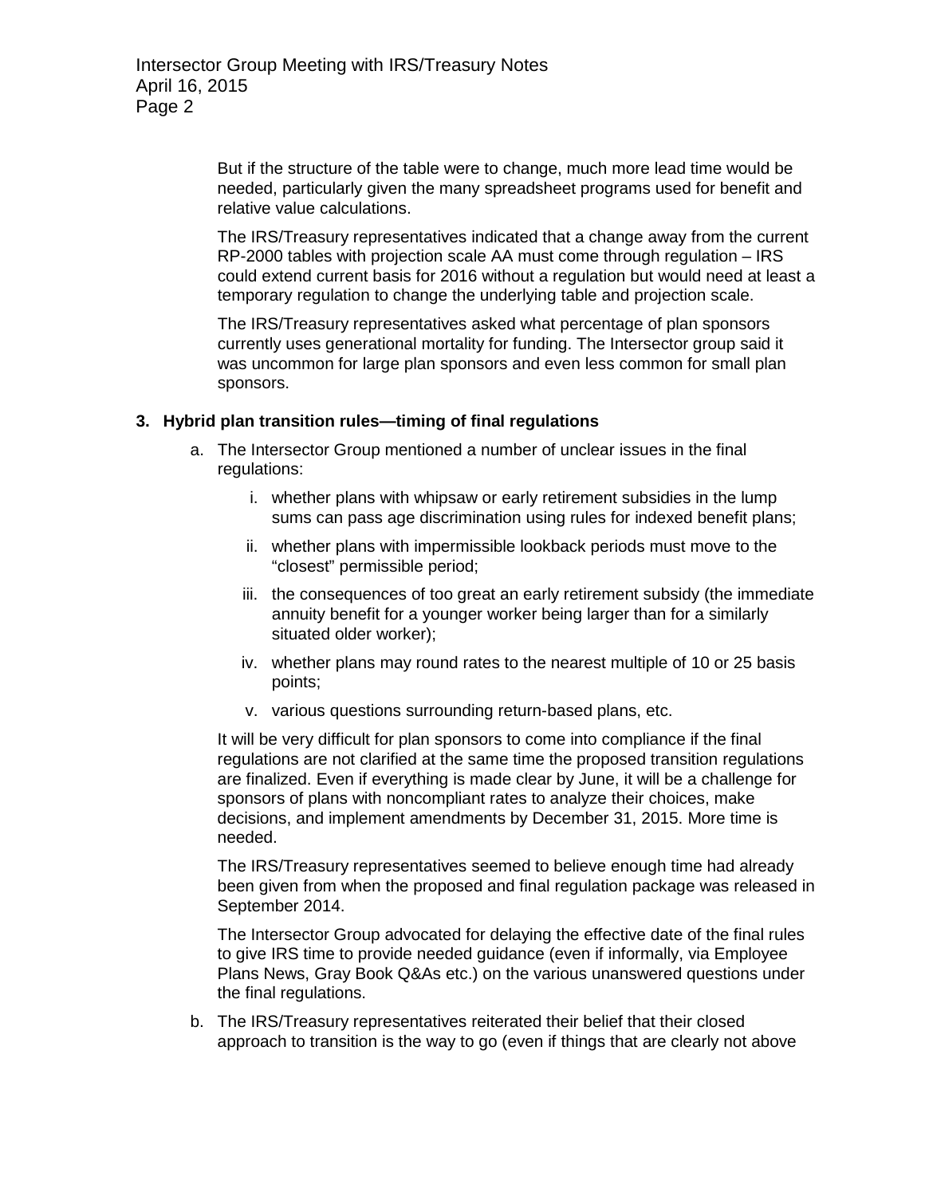But if the structure of the table were to change, much more lead time would be needed, particularly given the many spreadsheet programs used for benefit and relative value calculations.

The IRS/Treasury representatives indicated that a change away from the current RP-2000 tables with projection scale AA must come through regulation – IRS could extend current basis for 2016 without a regulation but would need at least a temporary regulation to change the underlying table and projection scale.

The IRS/Treasury representatives asked what percentage of plan sponsors currently uses generational mortality for funding. The Intersector group said it was uncommon for large plan sponsors and even less common for small plan sponsors.

**3. Hybrid plan transition rules—timing of final regulations**

a. The Intersector Group mentioned a number of unclear issues in the final regulations:

   i. whether plans with whipsaw or early retirement subsidies in the lump sums can pass age discrimination using rules for indexed benefit plans;

   ii. whether plans with impermissible lookback periods must move to the "closest" permissible period;

   iii. the consequences of too great an early retirement subsidy (the immediate annuity benefit for a younger worker being larger than for a similarly situated older worker);

   iv. whether plans may round rates to the nearest multiple of 10 or 25 basis points;

   v. various questions surrounding return-based plans, etc.

   It will be very difficult for plan sponsors to come into compliance if the final regulations are not clarified at the same time the proposed transition regulations are finalized. Even if everything is made clear by June, it will be a challenge for sponsors of plans with noncompliant rates to analyze their choices, make decisions, and implement amendments by December 31, 2015. More time is needed.

   The IRS/Treasury representatives seemed to believe enough time had already been given from when the proposed and final regulation package was released in September 2014.

   The Intersector Group advocated for delaying the effective date of the final rules to give IRS time to provide needed guidance (even if informally, via Employee Plans News, Gray Book Q&As etc.) on the various unanswered questions under the final regulations.

b. The IRS/Treasury representatives reiterated their belief that their closed approach to transition is the way to go (even if things that are clearly not above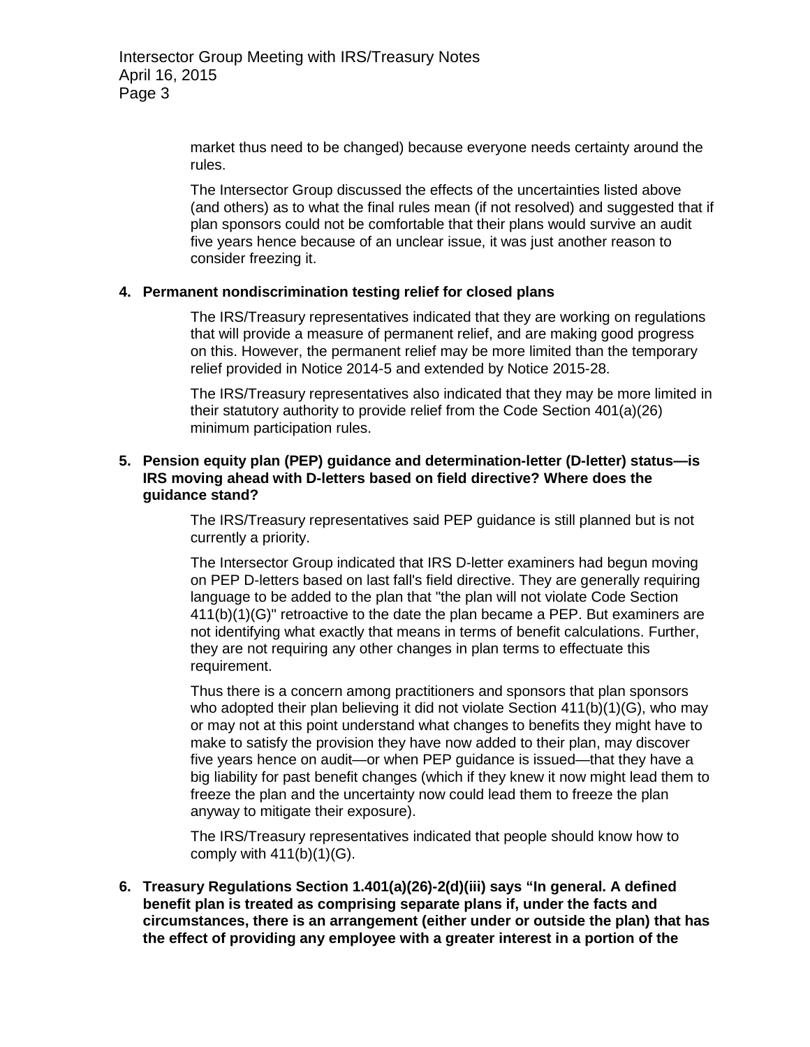market thus need to be changed) because everyone needs certainty around the rules.

The Intersector Group discussed the effects of the uncertainties listed above (and others) as to what the final rules mean (if not resolved) and suggested that if plan sponsors could not be comfortable that their plans would survive an audit five years hence because of an unclear issue, it was just another reason to consider freezing it.

**4. Permanent nondiscrimination testing relief for closed plans**

The IRS/Treasury representatives indicated that they are working on regulations that will provide a measure of permanent relief, and are making good progress on this. However, the permanent relief may be more limited than the temporary relief provided in Notice 2014-5 and extended by Notice 2015-28.

The IRS/Treasury representatives also indicated that they may be more limited in their statutory authority to provide relief from the Code Section 401(a)(26) minimum participation rules.

**5. Pension equity plan (PEP) guidance and determination-letter (D-letter) status—is IRS moving ahead with D-letters based on field directive? Where does the guidance stand?**

The IRS/Treasury representatives said PEP guidance is still planned but is not currently a priority.

The Intersector Group indicated that IRS D-letter examiners had begun moving on PEP D-letters based on last fall's field directive. They are generally requiring language to be added to the plan that "the plan will not violate Code Section 411(b)(1)(G)" retroactive to the date the plan became a PEP. But examiners are not identifying what exactly that means in terms of benefit calculations. Further, they are not requiring any other changes in plan terms to effectuate this requirement.

Thus there is a concern among practitioners and sponsors that plan sponsors who adopted their plan believing it did not violate Section 411(b)(1)(G), who may or may not at this point understand what changes to benefits they might have to make to satisfy the provision they have now added to their plan, may discover five years hence on audit—or when PEP guidance is issued—that they have a big liability for past benefit changes (which if they knew it now might lead them to freeze the plan and the uncertainty now could lead them to freeze the plan anyway to mitigate their exposure).

The IRS/Treasury representatives indicated that people should know how to comply with 411(b)(1)(G).

**6. Treasury Regulations Section 1.401(a)(26)-2(d)(iii) says "In general. A defined benefit plan is treated as comprising separate plans if, under the facts and circumstances, there is an arrangement (either under or outside the plan) that has the effect of providing any employee with a greater interest in a portion of the**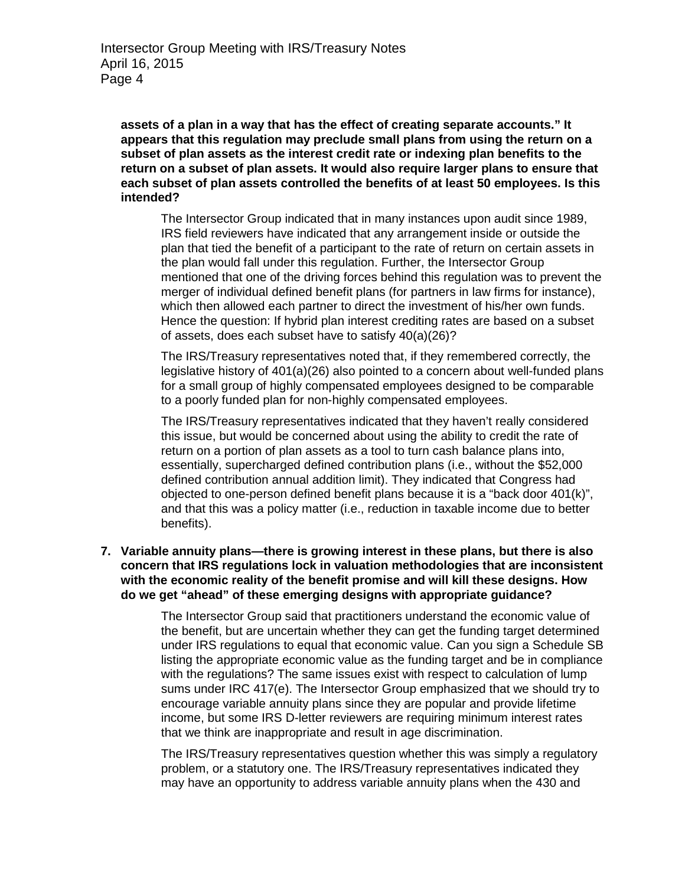**assets of a plan in a way that has the effect of creating separate accounts." It appears that this regulation may preclude small plans from using the return on a subset of plan assets as the interest credit rate or indexing plan benefits to the return on a subset of plan assets. It would also require larger plans to ensure that each subset of plan assets controlled the benefits of at least 50 employees. Is this intended?**

The Intersector Group indicated that in many instances upon audit since 1989, IRS field reviewers have indicated that any arrangement inside or outside the plan that tied the benefit of a participant to the rate of return on certain assets in the plan would fall under this regulation. Further, the Intersector Group mentioned that one of the driving forces behind this regulation was to prevent the merger of individual defined benefit plans (for partners in law firms for instance), which then allowed each partner to direct the investment of his/her own funds. Hence the question: If hybrid plan interest crediting rates are based on a subset of assets, does each subset have to satisfy 40(a)(26)?

The IRS/Treasury representatives noted that, if they remembered correctly, the legislative history of 401(a)(26) also pointed to a concern about well-funded plans for a small group of highly compensated employees designed to be comparable to a poorly funded plan for non-highly compensated employees.

The IRS/Treasury representatives indicated that they haven't really considered this issue, but would be concerned about using the ability to credit the rate of return on a portion of plan assets as a tool to turn cash balance plans into, essentially, supercharged defined contribution plans (i.e., without the $52,000 defined contribution annual addition limit). They indicated that Congress had objected to one-person defined benefit plans because it is a "back door 401(k)", and that this was a policy matter (i.e., reduction in taxable income due to better benefits).

**7. Variable annuity plans—there is growing interest in these plans, but there is also concern that IRS regulations lock in valuation methodologies that are inconsistent with the economic reality of the benefit promise and will kill these designs. How do we get "ahead" of these emerging designs with appropriate guidance?**

The Intersector Group said that practitioners understand the economic value of the benefit, but are uncertain whether they can get the funding target determined under IRS regulations to equal that economic value. Can you sign a Schedule SB listing the appropriate economic value as the funding target and be in compliance with the regulations? The same issues exist with respect to calculation of lump sums under IRC 417(e). The Intersector Group emphasized that we should try to encourage variable annuity plans since they are popular and provide lifetime income, but some IRS D-letter reviewers are requiring minimum interest rates that we think are inappropriate and result in age discrimination.

The IRS/Treasury representatives question whether this was simply a regulatory problem, or a statutory one. The IRS/Treasury representatives indicated they may have an opportunity to address variable annuity plans when the 430 and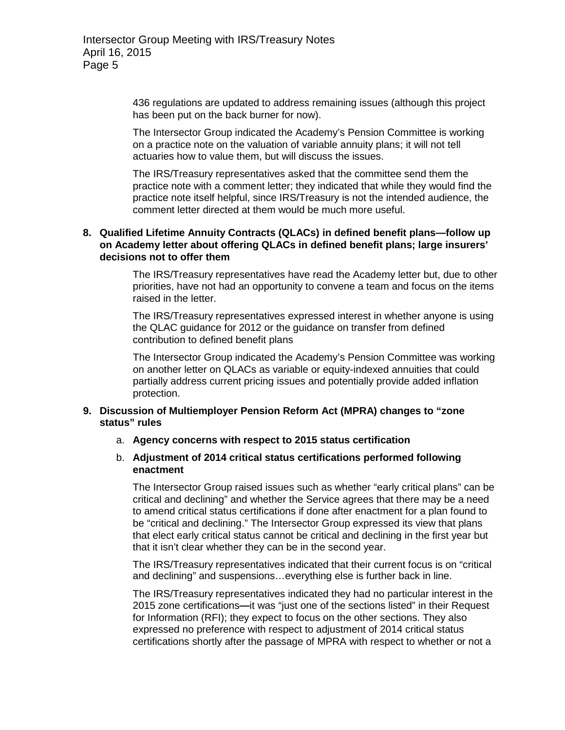436 regulations are updated to address remaining issues (although this project has been put on the back burner for now).

The Intersector Group indicated the Academy's Pension Committee is working on a practice note on the valuation of variable annuity plans; it will not tell actuaries how to value them, but will discuss the issues.

The IRS/Treasury representatives asked that the committee send them the practice note with a comment letter; they indicated that while they would find the practice note itself helpful, since IRS/Treasury is not the intended audience, the comment letter directed at them would be much more useful.

**8. Qualified Lifetime Annuity Contracts (QLACs) in defined benefit plans—follow up on Academy letter about offering QLACs in defined benefit plans; large insurers' decisions not to offer them**

The IRS/Treasury representatives have read the Academy letter but, due to other priorities, have not had an opportunity to convene a team and focus on the items raised in the letter.

The IRS/Treasury representatives expressed interest in whether anyone is using the QLAC guidance for 2012 or the guidance on transfer from defined contribution to defined benefit plans

The Intersector Group indicated the Academy's Pension Committee was working on another letter on QLACs as variable or equity-indexed annuities that could partially address current pricing issues and potentially provide added inflation protection.

**9. Discussion of Multiemployer Pension Reform Act (MPRA) changes to "zone status" rules**

a. **Agency concerns with respect to 2015 status certification**

b. **Adjustment of 2014 critical status certifications performed following enactment**

The Intersector Group raised issues such as whether "early critical plans" can be critical and declining" and whether the Service agrees that there may be a need to amend critical status certifications if done after enactment for a plan found to be "critical and declining." The Intersector Group expressed its view that plans that elect early critical status cannot be critical and declining in the first year but that it isn't clear whether they can be in the second year.

The IRS/Treasury representatives indicated that their current focus is on "critical and declining" and suspensions…everything else is further back in line.

The IRS/Treasury representatives indicated they had no particular interest in the 2015 zone certifications—it was "just one of the sections listed" in their Request for Information (RFI); they expect to focus on the other sections. They also expressed no preference with respect to adjustment of 2014 critical status certifications shortly after the passage of MPRA with respect to whether or not a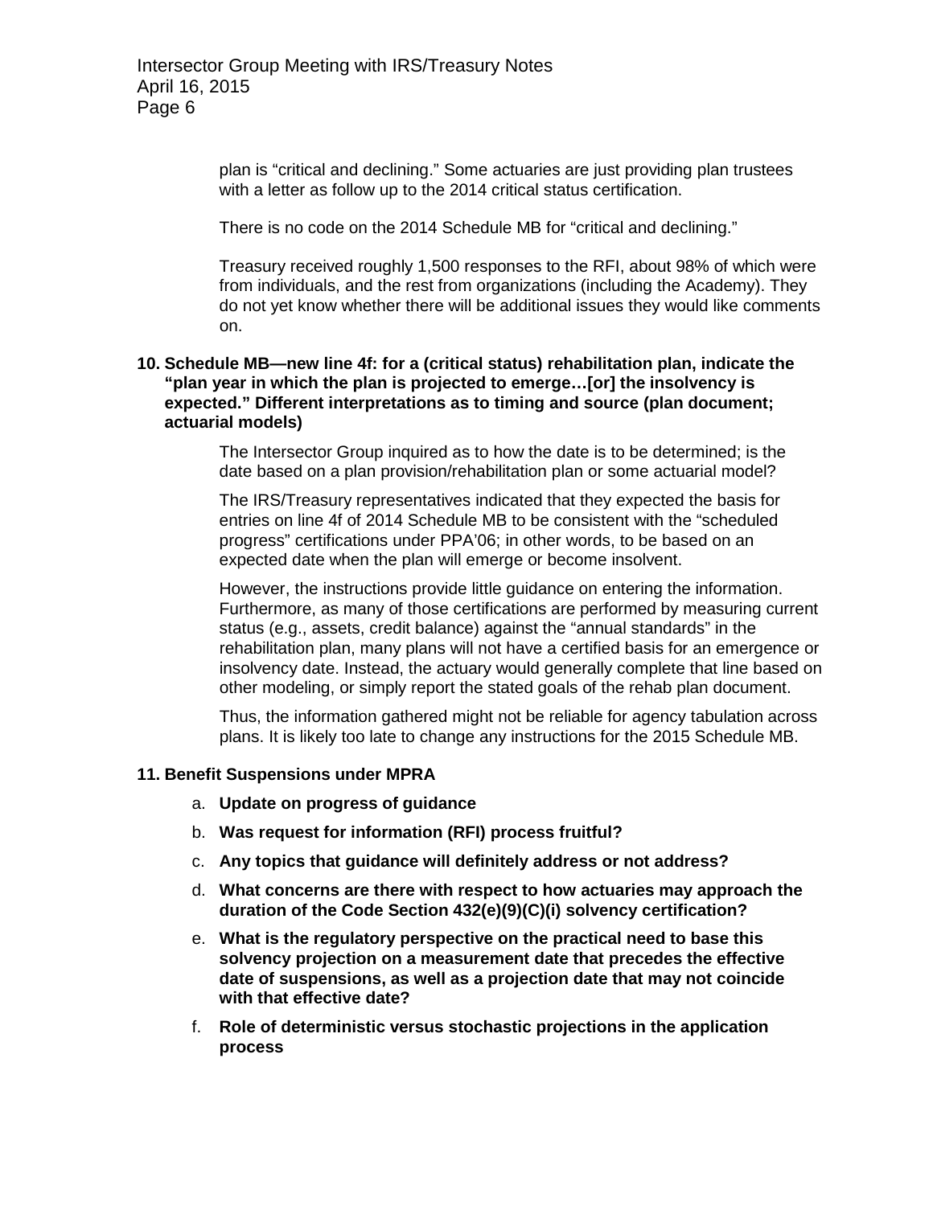plan is "critical and declining." Some actuaries are just providing plan trustees with a letter as follow up to the 2014 critical status certification.

There is no code on the 2014 Schedule MB for "critical and declining."

Treasury received roughly 1,500 responses to the RFI, about 98% of which were from individuals, and the rest from organizations (including the Academy). They do not yet know whether there will be additional issues they would like comments on.

**10. Schedule MB—new line 4f: for a (critical status) rehabilitation plan, indicate the "plan year in which the plan is projected to emerge…[or] the insolvency is expected." Different interpretations as to timing and source (plan document; actuarial models)**

The Intersector Group inquired as to how the date is to be determined; is the date based on a plan provision/rehabilitation plan or some actuarial model?

The IRS/Treasury representatives indicated that they expected the basis for entries on line 4f of 2014 Schedule MB to be consistent with the "scheduled progress" certifications under PPA'06; in other words, to be based on an expected date when the plan will emerge or become insolvent.

However, the instructions provide little guidance on entering the information. Furthermore, as many of those certifications are performed by measuring current status (e.g., assets, credit balance) against the "annual standards" in the rehabilitation plan, many plans will not have a certified basis for an emergence or insolvency date. Instead, the actuary would generally complete that line based on other modeling, or simply report the stated goals of the rehab plan document.

Thus, the information gathered might not be reliable for agency tabulation across plans. It is likely too late to change any instructions for the 2015 Schedule MB.

**11. Benefit Suspensions under MPRA**

a. **Update on progress of guidance**

b. **Was request for information (RFI) process fruitful?**

c. **Any topics that guidance will definitely address or not address?**

d. **What concerns are there with respect to how actuaries may approach the duration of the Code Section 432(e)(9)(C)(i) solvency certification?**

e. **What is the regulatory perspective on the practical need to base this solvency projection on a measurement date that precedes the effective date of suspensions, as well as a projection date that may not coincide with that effective date?**

f. **Role of deterministic versus stochastic projections in the application process**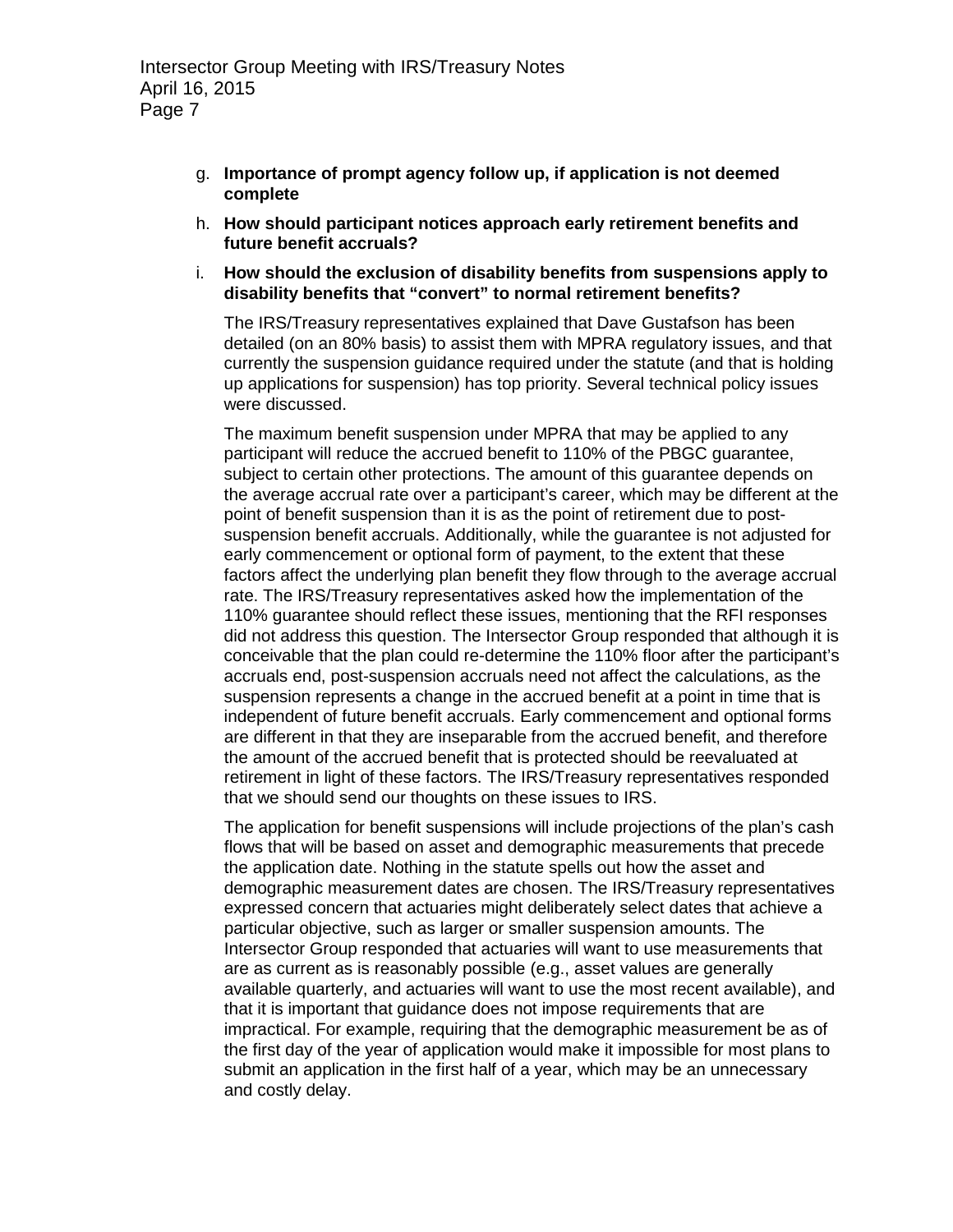g. **Importance of prompt agency follow up, if application is not deemed complete**

h. **How should participant notices approach early retirement benefits and future benefit accruals?**

i. **How should the exclusion of disability benefits from suspensions apply to disability benefits that "convert" to normal retirement benefits?**

The IRS/Treasury representatives explained that Dave Gustafson has been detailed (on an 80% basis) to assist them with MPRA regulatory issues, and that currently the suspension guidance required under the statute (and that is holding up applications for suspension) has top priority. Several technical policy issues were discussed.

The maximum benefit suspension under MPRA that may be applied to any participant will reduce the accrued benefit to 110% of the PBGC guarantee, subject to certain other protections. The amount of this guarantee depends on the average accrual rate over a participant's career, which may be different at the point of benefit suspension than it is as the point of retirement due to post-suspension benefit accruals. Additionally, while the guarantee is not adjusted for early commencement or optional form of payment, to the extent that these factors affect the underlying plan benefit they flow through to the average accrual rate. The IRS/Treasury representatives asked how the implementation of the 110% guarantee should reflect these issues, mentioning that the RFI responses did not address this question. The Intersector Group responded that although it is conceivable that the plan could re-determine the 110% floor after the participant's accruals end, post-suspension accruals need not affect the calculations, as the suspension represents a change in the accrued benefit at a point in time that is independent of future benefit accruals. Early commencement and optional forms are different in that they are inseparable from the accrued benefit, and therefore the amount of the accrued benefit that is protected should be reevaluated at retirement in light of these factors. The IRS/Treasury representatives responded that we should send our thoughts on these issues to IRS.

The application for benefit suspensions will include projections of the plan's cash flows that will be based on asset and demographic measurements that precede the application date. Nothing in the statute spells out how the asset and demographic measurement dates are chosen. The IRS/Treasury representatives expressed concern that actuaries might deliberately select dates that achieve a particular objective, such as larger or smaller suspension amounts. The Intersector Group responded that actuaries will want to use measurements that are as current as is reasonably possible (e.g., asset values are generally available quarterly, and actuaries will want to use the most recent available), and that it is important that guidance does not impose requirements that are impractical. For example, requiring that the demographic measurement be as of the first day of the year of application would make it impossible for most plans to submit an application in the first half of a year, which may be an unnecessary and costly delay.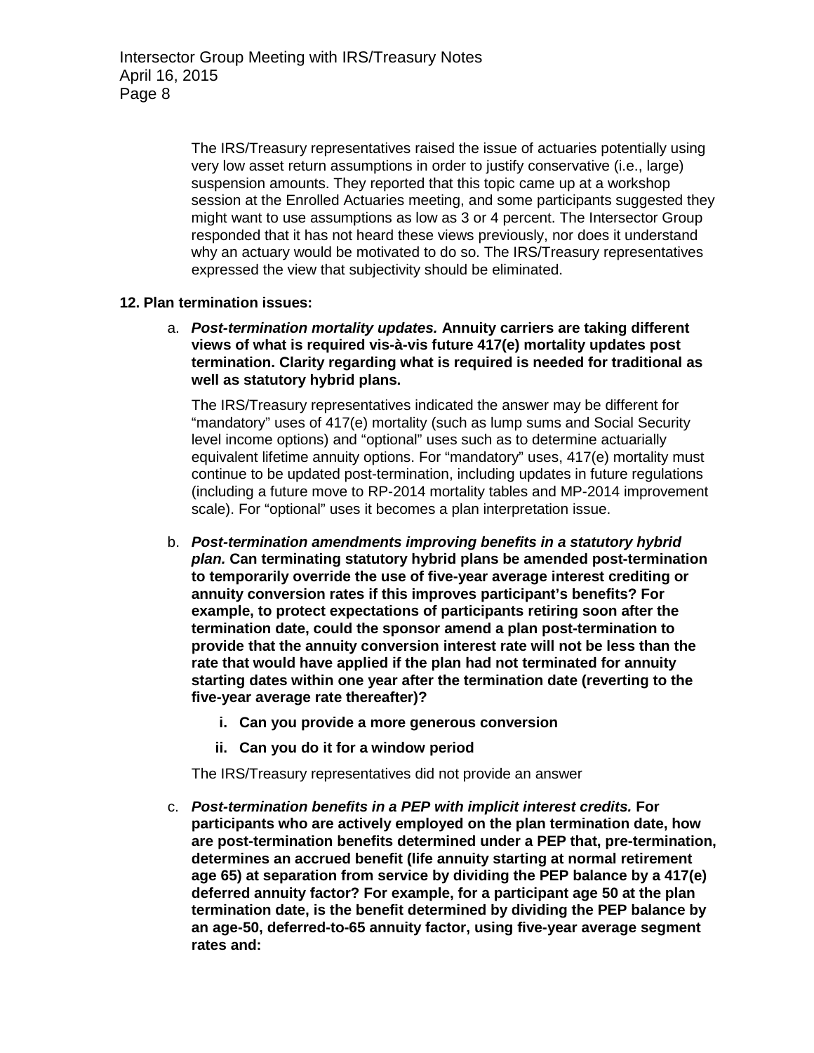The IRS/Treasury representatives raised the issue of actuaries potentially using very low asset return assumptions in order to justify conservative (i.e., large) suspension amounts. They reported that this topic came up at a workshop session at the Enrolled Actuaries meeting, and some participants suggested they might want to use assumptions as low as 3 or 4 percent. The Intersector Group responded that it has not heard these views previously, nor does it understand why an actuary would be motivated to do so. The IRS/Treasury representatives expressed the view that subjectivity should be eliminated.

**12. Plan termination issues:**

a. ***Post-termination mortality updates.*** **Annuity carriers are taking different views of what is required vis-à-vis future 417(e) mortality updates post termination. Clarity regarding what is required is needed for traditional as well as statutory hybrid plans.**

   The IRS/Treasury representatives indicated the answer may be different for "mandatory" uses of 417(e) mortality (such as lump sums and Social Security level income options) and "optional" uses such as to determine actuarially equivalent lifetime annuity options. For "mandatory" uses, 417(e) mortality must continue to be updated post-termination, including updates in future regulations (including a future move to RP-2014 mortality tables and MP-2014 improvement scale). For "optional" uses it becomes a plan interpretation issue.

b. ***Post-termination amendments improving benefits in a statutory hybrid plan.*** **Can terminating statutory hybrid plans be amended post-termination to temporarily override the use of five-year average interest crediting or annuity conversion rates if this improves participant's benefits? For example, to protect expectations of participants retiring soon after the termination date, could the sponsor amend a plan post-termination to provide that the annuity conversion interest rate will not be less than the rate that would have applied if the plan had not terminated for annuity starting dates within one year after the termination date (reverting to the five-year average rate thereafter)?**

   i. **Can you provide a more generous conversion**
   ii. **Can you do it for a window period**

   The IRS/Treasury representatives did not provide an answer

c. ***Post-termination benefits in a PEP with implicit interest credits.*** **For participants who are actively employed on the plan termination date, how are post-termination benefits determined under a PEP that, pre-termination, determines an accrued benefit (life annuity starting at normal retirement age 65) at separation from service by dividing the PEP balance by a 417(e) deferred annuity factor? For example, for a participant age 50 at the plan termination date, is the benefit determined by dividing the PEP balance by an age-50, deferred-to-65 annuity factor, using five-year average segment rates and:**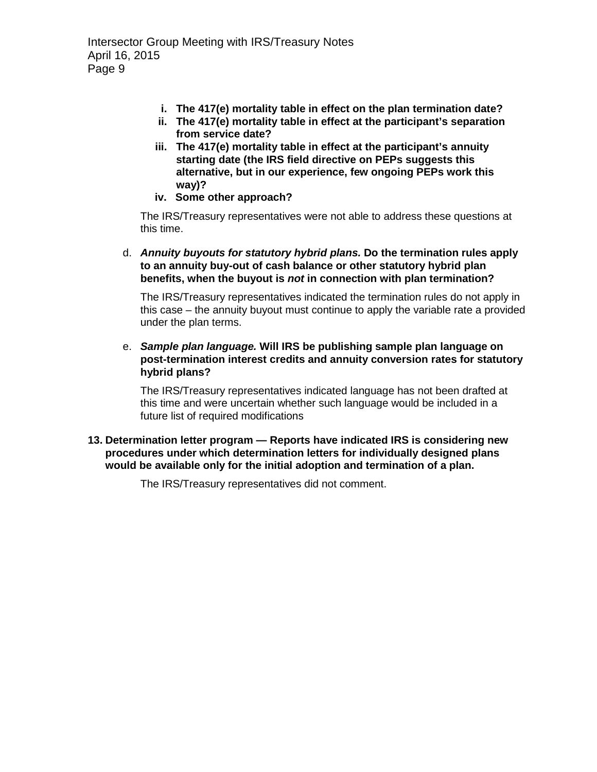- **i. The 417(e) mortality table in effect on the plan termination date?**
- **ii. The 417(e) mortality table in effect at the participant's separation from service date?**
- **iii. The 417(e) mortality table in effect at the participant's annuity starting date (the IRS field directive on PEPs suggests this alternative, but in our experience, few ongoing PEPs work this way)?**
- **iv. Some other approach?**

The IRS/Treasury representatives were not able to address these questions at this time.

d. ***Annuity buyouts for statutory hybrid plans.*** **Do the termination rules apply to an annuity buy-out of cash balance or other statutory hybrid plan benefits, when the buyout is *not* in connection with plan termination?**

The IRS/Treasury representatives indicated the termination rules do not apply in this case – the annuity buyout must continue to apply the variable rate a provided under the plan terms.

e. ***Sample plan language.*** **Will IRS be publishing sample plan language on post-termination interest credits and annuity conversion rates for statutory hybrid plans?**

The IRS/Treasury representatives indicated language has not been drafted at this time and were uncertain whether such language would be included in a future list of required modifications

**13. Determination letter program — Reports have indicated IRS is considering new procedures under which determination letters for individually designed plans would be available only for the initial adoption and termination of a plan.**

The IRS/Treasury representatives did not comment.